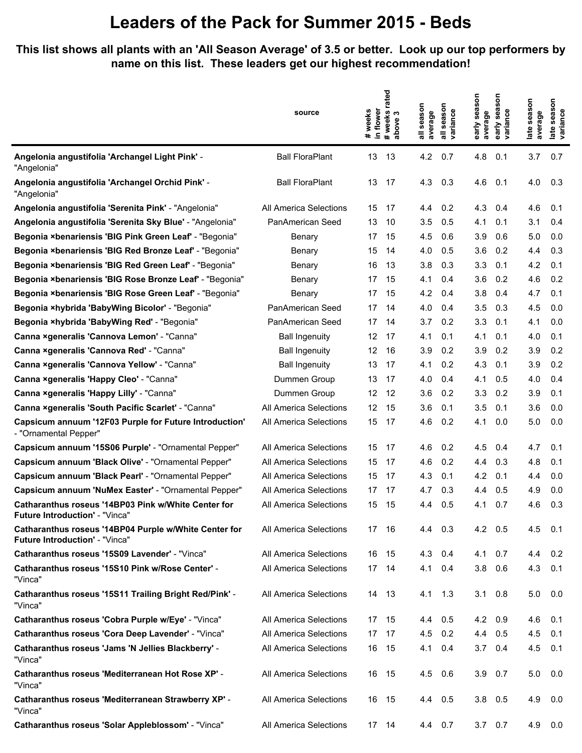# Leaders of the Pack for Summer 2015 - Beds

**This list shows all plants with an 'All Season Average' of 3.5 or better. Look up our top performers by name on this list. These leaders get our highest recommendation!**

| | source | # weeks in flower | # weeks rated above 3 | all season average | all season variance | early season average | early season variance | late season average | late season variance |
|---|---|---|---|---|---|---|---|---|---|
| **Angelonia angustifolia 'Archangel Light Pink'** - "Angelonia" | Ball FloraPlant | 13 | 13 | 4.2 | 0.7 | 4.8 | 0.1 | 3.7 | 0.7 |
| **Angelonia angustifolia 'Archangel Orchid Pink'** - "Angelonia" | Ball FloraPlant | 13 | 17 | 4.3 | 0.3 | 4.6 | 0.1 | 4.0 | 0.3 |
| **Angelonia angustifolia 'Serenita Pink'** - "Angelonia" | All America Selections | 15 | 17 | 4.4 | 0.2 | 4.3 | 0.4 | 4.6 | 0.1 |
| **Angelonia angustifolia 'Serenita Sky Blue'** - "Angelonia" | PanAmerican Seed | 13 | 10 | 3.5 | 0.5 | 4.1 | 0.1 | 3.1 | 0.4 |
| **Begonia ×benariensis 'BIG Pink Green Leaf'** - "Begonia" | Benary | 17 | 15 | 4.5 | 0.6 | 3.9 | 0.6 | 5.0 | 0.0 |
| **Begonia ×benariensis 'BIG Red Bronze Leaf'** - "Begonia" | Benary | 15 | 14 | 4.0 | 0.5 | 3.6 | 0.2 | 4.4 | 0.3 |
| **Begonia ×benariensis 'BIG Red Green Leaf'** - "Begonia" | Benary | 16 | 13 | 3.8 | 0.3 | 3.3 | 0.1 | 4.2 | 0.1 |
| **Begonia ×benariensis 'BIG Rose Bronze Leaf'** - "Begonia" | Benary | 17 | 15 | 4.1 | 0.4 | 3.6 | 0.2 | 4.6 | 0.2 |
| **Begonia ×benariensis 'BIG Rose Green Leaf'** - "Begonia" | Benary | 17 | 15 | 4.2 | 0.4 | 3.8 | 0.4 | 4.7 | 0.1 |
| **Begonia ×hybrida 'BabyWing Bicolor'** - "Begonia" | PanAmerican Seed | 17 | 14 | 4.0 | 0.4 | 3.5 | 0.3 | 4.5 | 0.0 |
| **Begonia ×hybrida 'BabyWing Red'** - "Begonia" | PanAmerican Seed | 17 | 14 | 3.7 | 0.2 | 3.3 | 0.1 | 4.1 | 0.0 |
| **Canna ×generalis 'Cannova Lemon'** - "Canna" | Ball Ingenuity | 12 | 17 | 4.1 | 0.1 | 4.1 | 0.1 | 4.0 | 0.1 |
| **Canna ×generalis 'Cannova Red'** - "Canna" | Ball Ingenuity | 12 | 16 | 3.9 | 0.2 | 3.9 | 0.2 | 3.9 | 0.2 |
| **Canna ×generalis 'Cannova Yellow'** - "Canna" | Ball Ingenuity | 13 | 17 | 4.1 | 0.2 | 4.3 | 0.1 | 3.9 | 0.2 |
| **Canna ×generalis 'Happy Cleo'** - "Canna" | Dummen Group | 13 | 17 | 4.0 | 0.4 | 4.1 | 0.5 | 4.0 | 0.4 |
| **Canna ×generalis 'Happy Lilly'** - "Canna" | Dummen Group | 12 | 12 | 3.6 | 0.2 | 3.3 | 0.2 | 3.9 | 0.1 |
| **Canna ×generalis 'South Pacific Scarlet'** - "Canna" | All America Selections | 12 | 15 | 3.6 | 0.1 | 3.5 | 0.1 | 3.6 | 0.0 |
| **Capsicum annuum '12F03 Purple for Future Introduction'** - "Ornamental Pepper" | All America Selections | 15 | 17 | 4.6 | 0.2 | 4.1 | 0.0 | 5.0 | 0.0 |
| **Capsicum annuum '15S06 Purple'** - "Ornamental Pepper" | All America Selections | 15 | 17 | 4.6 | 0.2 | 4.5 | 0.4 | 4.7 | 0.1 |
| **Capsicum annuum 'Black Olive'** - "Ornamental Pepper" | All America Selections | 15 | 17 | 4.6 | 0.2 | 4.4 | 0.3 | 4.8 | 0.1 |
| **Capsicum annuum 'Black Pearl'** - "Ornamental Pepper" | All America Selections | 15 | 17 | 4.3 | 0.1 | 4.2 | 0.1 | 4.4 | 0.0 |
| **Capsicum annuum 'NuMex Easter'** - "Ornamental Pepper" | All America Selections | 17 | 17 | 4.7 | 0.3 | 4.4 | 0.5 | 4.9 | 0.0 |
| **Catharanthus roseus '14BP03 Pink w/White Center for Future Introduction'** - "Vinca" | All America Selections | 15 | 15 | 4.4 | 0.5 | 4.1 | 0.7 | 4.6 | 0.3 |
| **Catharanthus roseus '14BP04 Purple w/White Center for Future Introduction'** - "Vinca" | All America Selections | 17 | 16 | 4.4 | 0.3 | 4.2 | 0.5 | 4.5 | 0.1 |
| **Catharanthus roseus '15S09 Lavender'** - "Vinca" | All America Selections | 16 | 15 | 4.3 | 0.4 | 4.1 | 0.7 | 4.4 | 0.2 |
| **Catharanthus roseus '15S10 Pink w/Rose Center'** - "Vinca" | All America Selections | 17 | 14 | 4.1 | 0.4 | 3.8 | 0.6 | 4.3 | 0.1 |
| **Catharanthus roseus '15S11 Trailing Bright Red/Pink'** - "Vinca" | All America Selections | 14 | 13 | 4.1 | 1.3 | 3.1 | 0.8 | 5.0 | 0.0 |
| **Catharanthus roseus 'Cobra Purple w/Eye'** - "Vinca" | All America Selections | 17 | 15 | 4.4 | 0.5 | 4.2 | 0.9 | 4.6 | 0.1 |
| **Catharanthus roseus 'Cora Deep Lavender'** - "Vinca" | All America Selections | 17 | 17 | 4.5 | 0.2 | 4.4 | 0.5 | 4.5 | 0.1 |
| **Catharanthus roseus 'Jams 'N Jellies Blackberry'** - "Vinca" | All America Selections | 16 | 15 | 4.1 | 0.4 | 3.7 | 0.4 | 4.5 | 0.1 |
| **Catharanthus roseus 'Mediterranean Hot Rose XP'** - "Vinca" | All America Selections | 16 | 15 | 4.5 | 0.6 | 3.9 | 0.7 | 5.0 | 0.0 |
| **Catharanthus roseus 'Mediterranean Strawberry XP'** - "Vinca" | All America Selections | 16 | 15 | 4.4 | 0.5 | 3.8 | 0.5 | 4.9 | 0.0 |
| **Catharanthus roseus 'Solar Appleblossom'** - "Vinca" | All America Selections | 17 | 14 | 4.4 | 0.7 | 3.7 | 0.7 | 4.9 | 0.0 |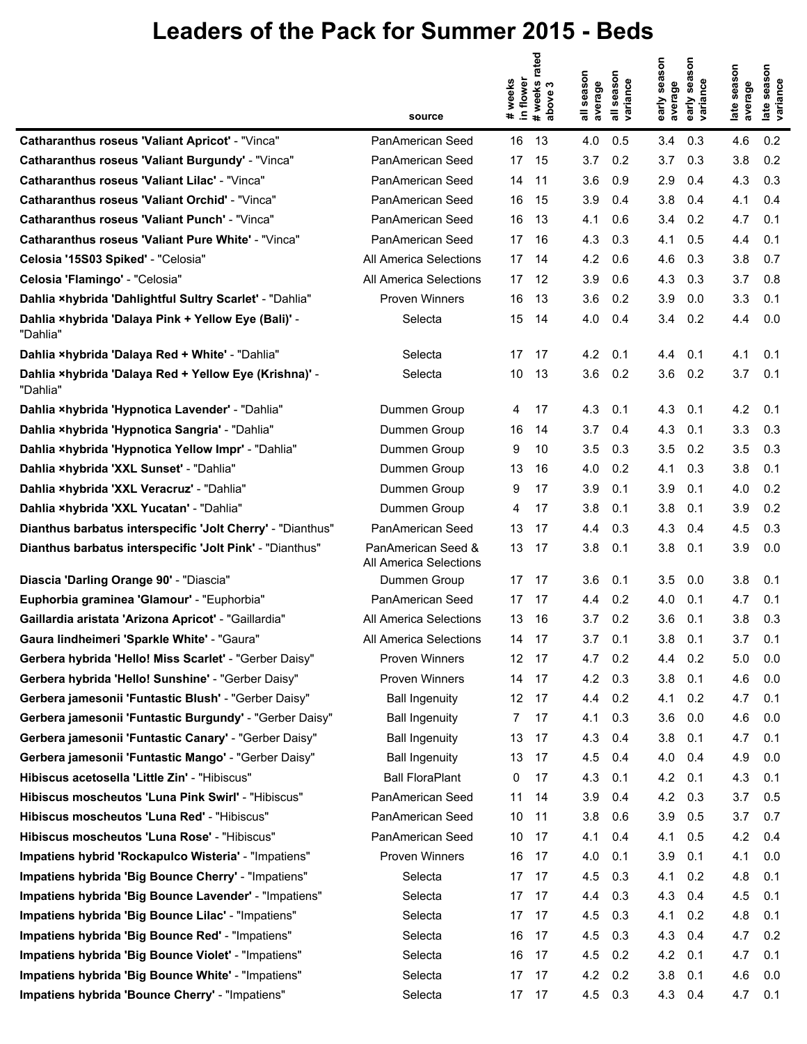# Leaders of the Pack for Summer 2015 - Beds

| | source | # weeks in flower | # weeks rated above 3 | all season average | all season variance | early season average | early season variance | late season average | late season variance |
|---|---|---|---|---|---|---|---|---|---|
| **Catharanthus roseus 'Valiant Apricot'** - "Vinca" | PanAmerican Seed | 16 | 13 | 4.0 | 0.5 | 3.4 | 0.3 | 4.6 | 0.2 |
| **Catharanthus roseus 'Valiant Burgundy'** - "Vinca" | PanAmerican Seed | 17 | 15 | 3.7 | 0.2 | 3.7 | 0.3 | 3.8 | 0.2 |
| **Catharanthus roseus 'Valiant Lilac'** - "Vinca" | PanAmerican Seed | 14 | 11 | 3.6 | 0.9 | 2.9 | 0.4 | 4.3 | 0.3 |
| **Catharanthus roseus 'Valiant Orchid'** - "Vinca" | PanAmerican Seed | 16 | 15 | 3.9 | 0.4 | 3.8 | 0.4 | 4.1 | 0.4 |
| **Catharanthus roseus 'Valiant Punch'** - "Vinca" | PanAmerican Seed | 16 | 13 | 4.1 | 0.6 | 3.4 | 0.2 | 4.7 | 0.1 |
| **Catharanthus roseus 'Valiant Pure White'** - "Vinca" | PanAmerican Seed | 17 | 16 | 4.3 | 0.3 | 4.1 | 0.5 | 4.4 | 0.1 |
| **Celosia '15S03 Spiked'** - "Celosia" | All America Selections | 17 | 14 | 4.2 | 0.6 | 4.6 | 0.3 | 3.8 | 0.7 |
| **Celosia 'Flamingo'** - "Celosia" | All America Selections | 17 | 12 | 3.9 | 0.6 | 4.3 | 0.3 | 3.7 | 0.8 |
| **Dahlia ×hybrida 'Dahlightful Sultry Scarlet'** - "Dahlia" | Proven Winners | 16 | 13 | 3.6 | 0.2 | 3.9 | 0.0 | 3.3 | 0.1 |
| **Dahlia ×hybrida 'Dalaya Pink + Yellow Eye (Bali)'** - "Dahlia" | Selecta | 15 | 14 | 4.0 | 0.4 | 3.4 | 0.2 | 4.4 | 0.0 |
| **Dahlia ×hybrida 'Dalaya Red + White'** - "Dahlia" | Selecta | 17 | 17 | 4.2 | 0.1 | 4.4 | 0.1 | 4.1 | 0.1 |
| **Dahlia ×hybrida 'Dalaya Red + Yellow Eye (Krishna)'** - "Dahlia" | Selecta | 10 | 13 | 3.6 | 0.2 | 3.6 | 0.2 | 3.7 | 0.1 |
| **Dahlia ×hybrida 'Hypnotica Lavender'** - "Dahlia" | Dummen Group | 4 | 17 | 4.3 | 0.1 | 4.3 | 0.1 | 4.2 | 0.1 |
| **Dahlia ×hybrida 'Hypnotica Sangria'** - "Dahlia" | Dummen Group | 16 | 14 | 3.7 | 0.4 | 4.3 | 0.1 | 3.3 | 0.3 |
| **Dahlia ×hybrida 'Hypnotica Yellow Impr'** - "Dahlia" | Dummen Group | 9 | 10 | 3.5 | 0.3 | 3.5 | 0.2 | 3.5 | 0.3 |
| **Dahlia ×hybrida 'XXL Sunset'** - "Dahlia" | Dummen Group | 13 | 16 | 4.0 | 0.2 | 4.1 | 0.3 | 3.8 | 0.1 |
| **Dahlia ×hybrida 'XXL Veracruz'** - "Dahlia" | Dummen Group | 9 | 17 | 3.9 | 0.1 | 3.9 | 0.1 | 4.0 | 0.2 |
| **Dahlia ×hybrida 'XXL Yucatan'** - "Dahlia" | Dummen Group | 4 | 17 | 3.8 | 0.1 | 3.8 | 0.1 | 3.9 | 0.2 |
| **Dianthus barbatus interspecific 'Jolt Cherry'** - "Dianthus" | PanAmerican Seed | 13 | 17 | 4.4 | 0.3 | 4.3 | 0.4 | 4.5 | 0.3 |
| **Dianthus barbatus interspecific 'Jolt Pink'** - "Dianthus" | PanAmerican Seed & All America Selections | 13 | 17 | 3.8 | 0.1 | 3.8 | 0.1 | 3.9 | 0.0 |
| **Diascia 'Darling Orange 90'** - "Diascia" | Dummen Group | 17 | 17 | 3.6 | 0.1 | 3.5 | 0.0 | 3.8 | 0.1 |
| **Euphorbia graminea 'Glamour'** - "Euphorbia" | PanAmerican Seed | 17 | 17 | 4.4 | 0.2 | 4.0 | 0.1 | 4.7 | 0.1 |
| **Gaillardia aristata 'Arizona Apricot'** - "Gaillardia" | All America Selections | 13 | 16 | 3.7 | 0.2 | 3.6 | 0.1 | 3.8 | 0.3 |
| **Gaura lindheimeri 'Sparkle White'** - "Gaura" | All America Selections | 14 | 17 | 3.7 | 0.1 | 3.8 | 0.1 | 3.7 | 0.1 |
| **Gerbera hybrida 'Hello! Miss Scarlet'** - "Gerber Daisy" | Proven Winners | 12 | 17 | 4.7 | 0.2 | 4.4 | 0.2 | 5.0 | 0.0 |
| **Gerbera hybrida 'Hello! Sunshine'** - "Gerber Daisy" | Proven Winners | 14 | 17 | 4.2 | 0.3 | 3.8 | 0.1 | 4.6 | 0.0 |
| **Gerbera jamesonii 'Funtastic Blush'** - "Gerber Daisy" | Ball Ingenuity | 12 | 17 | 4.4 | 0.2 | 4.1 | 0.2 | 4.7 | 0.1 |
| **Gerbera jamesonii 'Funtastic Burgundy'** - "Gerber Daisy" | Ball Ingenuity | 7 | 17 | 4.1 | 0.3 | 3.6 | 0.0 | 4.6 | 0.0 |
| **Gerbera jamesonii 'Funtastic Canary'** - "Gerber Daisy" | Ball Ingenuity | 13 | 17 | 4.3 | 0.4 | 3.8 | 0.1 | 4.7 | 0.1 |
| **Gerbera jamesonii 'Funtastic Mango'** - "Gerber Daisy" | Ball Ingenuity | 13 | 17 | 4.5 | 0.4 | 4.0 | 0.4 | 4.9 | 0.0 |
| **Hibiscus acetosella 'Little Zin'** - "Hibiscus" | Ball FloraPlant | 0 | 17 | 4.3 | 0.1 | 4.2 | 0.1 | 4.3 | 0.1 |
| **Hibiscus moscheutos 'Luna Pink Swirl'** - "Hibiscus" | PanAmerican Seed | 11 | 14 | 3.9 | 0.4 | 4.2 | 0.3 | 3.7 | 0.5 |
| **Hibiscus moscheutos 'Luna Red'** - "Hibiscus" | PanAmerican Seed | 10 | 11 | 3.8 | 0.6 | 3.9 | 0.5 | 3.7 | 0.7 |
| **Hibiscus moscheutos 'Luna Rose'** - "Hibiscus" | PanAmerican Seed | 10 | 17 | 4.1 | 0.4 | 4.1 | 0.5 | 4.2 | 0.4 |
| **Impatiens hybrid 'Rockapulco Wisteria'** - "Impatiens" | Proven Winners | 16 | 17 | 4.0 | 0.1 | 3.9 | 0.1 | 4.1 | 0.0 |
| **Impatiens hybrida 'Big Bounce Cherry'** - "Impatiens" | Selecta | 17 | 17 | 4.5 | 0.3 | 4.1 | 0.2 | 4.8 | 0.1 |
| **Impatiens hybrida 'Big Bounce Lavender'** - "Impatiens" | Selecta | 17 | 17 | 4.4 | 0.3 | 4.3 | 0.4 | 4.5 | 0.1 |
| **Impatiens hybrida 'Big Bounce Lilac'** - "Impatiens" | Selecta | 17 | 17 | 4.5 | 0.3 | 4.1 | 0.2 | 4.8 | 0.1 |
| **Impatiens hybrida 'Big Bounce Red'** - "Impatiens" | Selecta | 16 | 17 | 4.5 | 0.3 | 4.3 | 0.4 | 4.7 | 0.2 |
| **Impatiens hybrida 'Big Bounce Violet'** - "Impatiens" | Selecta | 16 | 17 | 4.5 | 0.2 | 4.2 | 0.1 | 4.7 | 0.1 |
| **Impatiens hybrida 'Big Bounce White'** - "Impatiens" | Selecta | 17 | 17 | 4.2 | 0.2 | 3.8 | 0.1 | 4.6 | 0.0 |
| **Impatiens hybrida 'Bounce Cherry'** - "Impatiens" | Selecta | 17 | 17 | 4.5 | 0.3 | 4.3 | 0.4 | 4.7 | 0.1 |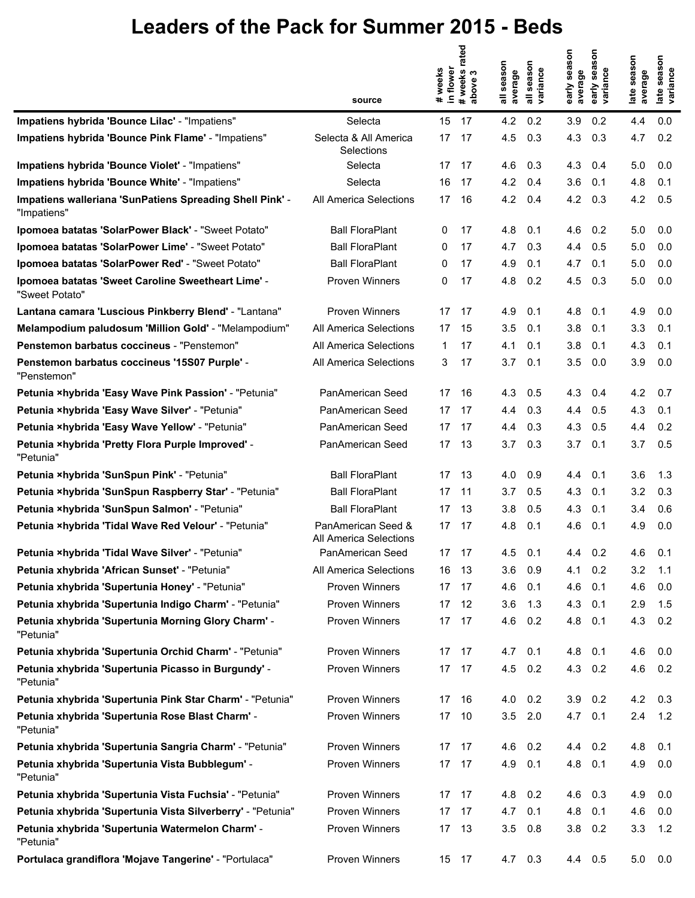# Leaders of the Pack for Summer 2015 - Beds

| | source | # weeks in flower | # weeks rated above 3 | all season average | all season variance | early season average | early season variance | late season average | late season variance |
|---|---|---|---|---|---|---|---|---|---|
| **Impatiens hybrida 'Bounce Lilac'** - "Impatiens" | Selecta | 15 | 17 | 4.2 | 0.2 | 3.9 | 0.2 | 4.4 | 0.0 |
| **Impatiens hybrida 'Bounce Pink Flame'** - "Impatiens" | Selecta & All America Selections | 17 | 17 | 4.5 | 0.3 | 4.3 | 0.3 | 4.7 | 0.2 |
| **Impatiens hybrida 'Bounce Violet'** - "Impatiens" | Selecta | 17 | 17 | 4.6 | 0.3 | 4.3 | 0.4 | 5.0 | 0.0 |
| **Impatiens hybrida 'Bounce White'** - "Impatiens" | Selecta | 16 | 17 | 4.2 | 0.4 | 3.6 | 0.1 | 4.8 | 0.1 |
| **Impatiens walleriana 'SunPatiens Spreading Shell Pink'** - "Impatiens" | All America Selections | 17 | 16 | 4.2 | 0.4 | 4.2 | 0.3 | 4.2 | 0.5 |
| **Ipomoea batatas 'SolarPower Black'** - "Sweet Potato" | Ball FloraPlant | 0 | 17 | 4.8 | 0.1 | 4.6 | 0.2 | 5.0 | 0.0 |
| **Ipomoea batatas 'SolarPower Lime'** - "Sweet Potato" | Ball FloraPlant | 0 | 17 | 4.7 | 0.3 | 4.4 | 0.5 | 5.0 | 0.0 |
| **Ipomoea batatas 'SolarPower Red'** - "Sweet Potato" | Ball FloraPlant | 0 | 17 | 4.9 | 0.1 | 4.7 | 0.1 | 5.0 | 0.0 |
| **Ipomoea batatas 'Sweet Caroline Sweetheart Lime'** - "Sweet Potato" | Proven Winners | 0 | 17 | 4.8 | 0.2 | 4.5 | 0.3 | 5.0 | 0.0 |
| **Lantana camara 'Luscious Pinkberry Blend'** - "Lantana" | Proven Winners | 17 | 17 | 4.9 | 0.1 | 4.8 | 0.1 | 4.9 | 0.0 |
| **Melampodium paludosum 'Million Gold'** - "Melampodium" | All America Selections | 17 | 15 | 3.5 | 0.1 | 3.8 | 0.1 | 3.3 | 0.1 |
| **Penstemon barbatus coccineus** - "Penstemon" | All America Selections | 1 | 17 | 4.1 | 0.1 | 3.8 | 0.1 | 4.3 | 0.1 |
| **Penstemon barbatus coccineus '15S07 Purple'** - "Penstemon" | All America Selections | 3 | 17 | 3.7 | 0.1 | 3.5 | 0.0 | 3.9 | 0.0 |
| **Petunia ×hybrida 'Easy Wave Pink Passion'** - "Petunia" | PanAmerican Seed | 17 | 16 | 4.3 | 0.5 | 4.3 | 0.4 | 4.2 | 0.7 |
| **Petunia ×hybrida 'Easy Wave Silver'** - "Petunia" | PanAmerican Seed | 17 | 17 | 4.4 | 0.3 | 4.4 | 0.5 | 4.3 | 0.1 |
| **Petunia ×hybrida 'Easy Wave Yellow'** - "Petunia" | PanAmerican Seed | 17 | 17 | 4.4 | 0.3 | 4.3 | 0.5 | 4.4 | 0.2 |
| **Petunia ×hybrida 'Pretty Flora Purple Improved'** - "Petunia" | PanAmerican Seed | 17 | 13 | 3.7 | 0.3 | 3.7 | 0.1 | 3.7 | 0.5 |
| **Petunia ×hybrida 'SunSpun Pink'** - "Petunia" | Ball FloraPlant | 17 | 13 | 4.0 | 0.9 | 4.4 | 0.1 | 3.6 | 1.3 |
| **Petunia ×hybrida 'SunSpun Raspberry Star'** - "Petunia" | Ball FloraPlant | 17 | 11 | 3.7 | 0.5 | 4.3 | 0.1 | 3.2 | 0.3 |
| **Petunia ×hybrida 'SunSpun Salmon'** - "Petunia" | Ball FloraPlant | 17 | 13 | 3.8 | 0.5 | 4.3 | 0.1 | 3.4 | 0.6 |
| **Petunia ×hybrida 'Tidal Wave Red Velour'** - "Petunia" | PanAmerican Seed & All America Selections | 17 | 17 | 4.8 | 0.1 | 4.6 | 0.1 | 4.9 | 0.0 |
| **Petunia ×hybrida 'Tidal Wave Silver'** - "Petunia" | PanAmerican Seed | 17 | 17 | 4.5 | 0.1 | 4.4 | 0.2 | 4.6 | 0.1 |
| **Petunia xhybrida 'African Sunset'** - "Petunia" | All America Selections | 16 | 13 | 3.6 | 0.9 | 4.1 | 0.2 | 3.2 | 1.1 |
| **Petunia xhybrida 'Supertunia Honey'** - "Petunia" | Proven Winners | 17 | 17 | 4.6 | 0.1 | 4.6 | 0.1 | 4.6 | 0.0 |
| **Petunia xhybrida 'Supertunia Indigo Charm'** - "Petunia" | Proven Winners | 17 | 12 | 3.6 | 1.3 | 4.3 | 0.1 | 2.9 | 1.5 |
| **Petunia xhybrida 'Supertunia Morning Glory Charm'** - "Petunia" | Proven Winners | 17 | 17 | 4.6 | 0.2 | 4.8 | 0.1 | 4.3 | 0.2 |
| **Petunia xhybrida 'Supertunia Orchid Charm'** - "Petunia" | Proven Winners | 17 | 17 | 4.7 | 0.1 | 4.8 | 0.1 | 4.6 | 0.0 |
| **Petunia xhybrida 'Supertunia Picasso in Burgundy'** - "Petunia" | Proven Winners | 17 | 17 | 4.5 | 0.2 | 4.3 | 0.2 | 4.6 | 0.2 |
| **Petunia xhybrida 'Supertunia Pink Star Charm'** - "Petunia" | Proven Winners | 17 | 16 | 4.0 | 0.2 | 3.9 | 0.2 | 4.2 | 0.3 |
| **Petunia xhybrida 'Supertunia Rose Blast Charm'** - "Petunia" | Proven Winners | 17 | 10 | 3.5 | 2.0 | 4.7 | 0.1 | 2.4 | 1.2 |
| **Petunia xhybrida 'Supertunia Sangria Charm'** - "Petunia" | Proven Winners | 17 | 17 | 4.6 | 0.2 | 4.4 | 0.2 | 4.8 | 0.1 |
| **Petunia xhybrida 'Supertunia Vista Bubblegum'** - "Petunia" | Proven Winners | 17 | 17 | 4.9 | 0.1 | 4.8 | 0.1 | 4.9 | 0.0 |
| **Petunia xhybrida 'Supertunia Vista Fuchsia'** - "Petunia" | Proven Winners | 17 | 17 | 4.8 | 0.2 | 4.6 | 0.3 | 4.9 | 0.0 |
| **Petunia xhybrida 'Supertunia Vista Silverberry'** - "Petunia" | Proven Winners | 17 | 17 | 4.7 | 0.1 | 4.8 | 0.1 | 4.6 | 0.0 |
| **Petunia xhybrida 'Supertunia Watermelon Charm'** - "Petunia" | Proven Winners | 17 | 13 | 3.5 | 0.8 | 3.8 | 0.2 | 3.3 | 1.2 |
| **Portulaca grandiflora 'Mojave Tangerine'** - "Portulaca" | Proven Winners | 15 | 17 | 4.7 | 0.3 | 4.4 | 0.5 | 5.0 | 0.0 |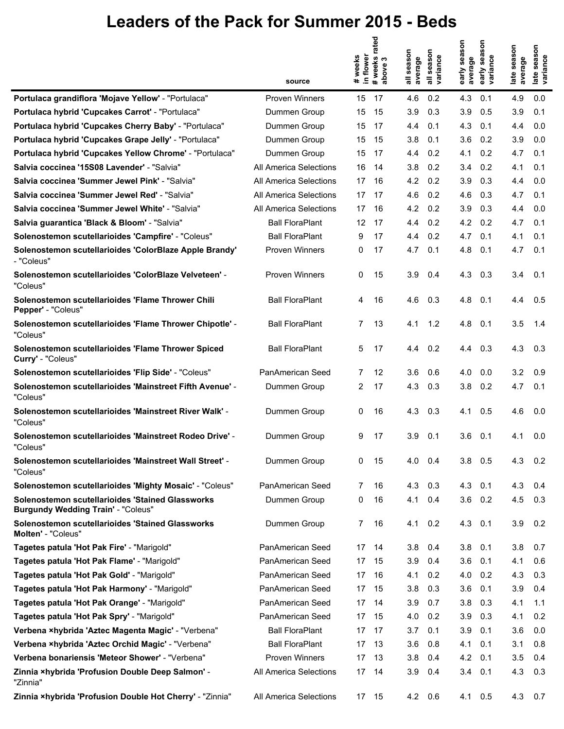# Leaders of the Pack for Summer 2015 - Beds

| | source | # weeks in flower | # weeks rated above 3 | all season average | all season variance | early season average | early season variance | late season average | late season variance |
|---|---|---|---|---|---|---|---|---|---|
| **Portulaca grandiflora 'Mojave Yellow'** - "Portulaca" | Proven Winners | 15 | 17 | 4.6 | 0.2 | 4.3 | 0.1 | 4.9 | 0.0 |
| **Portulaca hybrid 'Cupcakes Carrot'** - "Portulaca" | Dummen Group | 15 | 15 | 3.9 | 0.3 | 3.9 | 0.5 | 3.9 | 0.1 |
| **Portulaca hybrid 'Cupcakes Cherry Baby'** - "Portulaca" | Dummen Group | 15 | 17 | 4.4 | 0.1 | 4.3 | 0.1 | 4.4 | 0.0 |
| **Portulaca hybrid 'Cupcakes Grape Jelly'** - "Portulaca" | Dummen Group | 15 | 15 | 3.8 | 0.1 | 3.6 | 0.2 | 3.9 | 0.0 |
| **Portulaca hybrid 'Cupcakes Yellow Chrome'** - "Portulaca" | Dummen Group | 15 | 17 | 4.4 | 0.2 | 4.1 | 0.2 | 4.7 | 0.1 |
| **Salvia coccinea '15S08 Lavender'** - "Salvia" | All America Selections | 16 | 14 | 3.8 | 0.2 | 3.4 | 0.2 | 4.1 | 0.1 |
| **Salvia coccinea 'Summer Jewel Pink'** - "Salvia" | All America Selections | 17 | 16 | 4.2 | 0.2 | 3.9 | 0.3 | 4.4 | 0.0 |
| **Salvia coccinea 'Summer Jewel Red'** - "Salvia" | All America Selections | 17 | 17 | 4.6 | 0.2 | 4.6 | 0.3 | 4.7 | 0.1 |
| **Salvia coccinea 'Summer Jewel White'** - "Salvia" | All America Selections | 17 | 16 | 4.2 | 0.2 | 3.9 | 0.3 | 4.4 | 0.0 |
| **Salvia guarantica 'Black & Bloom'** - "Salvia" | Ball FloraPlant | 12 | 17 | 4.4 | 0.2 | 4.2 | 0.2 | 4.7 | 0.1 |
| **Solenostemon scutellarioides 'Campfire'** - "Coleus" | Ball FloraPlant | 9 | 17 | 4.4 | 0.2 | 4.7 | 0.1 | 4.1 | 0.1 |
| **Solenostemon scutellarioides 'ColorBlaze Apple Brandy'** - "Coleus" | Proven Winners | 0 | 17 | 4.7 | 0.1 | 4.8 | 0.1 | 4.7 | 0.1 |
| **Solenostemon scutellarioides 'ColorBlaze Velveteen'** - "Coleus" | Proven Winners | 0 | 15 | 3.9 | 0.4 | 4.3 | 0.3 | 3.4 | 0.1 |
| **Solenostemon scutellarioides 'Flame Thrower Chili Pepper'** - "Coleus" | Ball FloraPlant | 4 | 16 | 4.6 | 0.3 | 4.8 | 0.1 | 4.4 | 0.5 |
| **Solenostemon scutellarioides 'Flame Thrower Chipotle'** - "Coleus" | Ball FloraPlant | 7 | 13 | 4.1 | 1.2 | 4.8 | 0.1 | 3.5 | 1.4 |
| **Solenostemon scutellarioides 'Flame Thrower Spiced Curry'** - "Coleus" | Ball FloraPlant | 5 | 17 | 4.4 | 0.2 | 4.4 | 0.3 | 4.3 | 0.3 |
| **Solenostemon scutellarioides 'Flip Side'** - "Coleus" | PanAmerican Seed | 7 | 12 | 3.6 | 0.6 | 4.0 | 0.0 | 3.2 | 0.9 |
| **Solenostemon scutellarioides 'Mainstreet Fifth Avenue'** - "Coleus" | Dummen Group | 2 | 17 | 4.3 | 0.3 | 3.8 | 0.2 | 4.7 | 0.1 |
| **Solenostemon scutellarioides 'Mainstreet River Walk'** - "Coleus" | Dummen Group | 0 | 16 | 4.3 | 0.3 | 4.1 | 0.5 | 4.6 | 0.0 |
| **Solenostemon scutellarioides 'Mainstreet Rodeo Drive'** - "Coleus" | Dummen Group | 9 | 17 | 3.9 | 0.1 | 3.6 | 0.1 | 4.1 | 0.0 |
| **Solenostemon scutellarioides 'Mainstreet Wall Street'** - "Coleus" | Dummen Group | 0 | 15 | 4.0 | 0.4 | 3.8 | 0.5 | 4.3 | 0.2 |
| **Solenostemon scutellarioides 'Mighty Mosaic'** - "Coleus" | PanAmerican Seed | 7 | 16 | 4.3 | 0.3 | 4.3 | 0.1 | 4.3 | 0.4 |
| **Solenostemon scutellarioides 'Stained Glassworks Burgundy Wedding Train'** - "Coleus" | Dummen Group | 0 | 16 | 4.1 | 0.4 | 3.6 | 0.2 | 4.5 | 0.3 |
| **Solenostemon scutellarioides 'Stained Glassworks Molten'** - "Coleus" | Dummen Group | 7 | 16 | 4.1 | 0.2 | 4.3 | 0.1 | 3.9 | 0.2 |
| **Tagetes patula 'Hot Pak Fire'** - "Marigold" | PanAmerican Seed | 17 | 14 | 3.8 | 0.4 | 3.8 | 0.1 | 3.8 | 0.7 |
| **Tagetes patula 'Hot Pak Flame'** - "Marigold" | PanAmerican Seed | 17 | 15 | 3.9 | 0.4 | 3.6 | 0.1 | 4.1 | 0.6 |
| **Tagetes patula 'Hot Pak Gold'** - "Marigold" | PanAmerican Seed | 17 | 16 | 4.1 | 0.2 | 4.0 | 0.2 | 4.3 | 0.3 |
| **Tagetes patula 'Hot Pak Harmony'** - "Marigold" | PanAmerican Seed | 17 | 15 | 3.8 | 0.3 | 3.6 | 0.1 | 3.9 | 0.4 |
| **Tagetes patula 'Hot Pak Orange'** - "Marigold" | PanAmerican Seed | 17 | 14 | 3.9 | 0.7 | 3.8 | 0.3 | 4.1 | 1.1 |
| **Tagetes patula 'Hot Pak Spry'** - "Marigold" | PanAmerican Seed | 17 | 15 | 4.0 | 0.2 | 3.9 | 0.3 | 4.1 | 0.2 |
| **Verbena ×hybrida 'Aztec Magenta Magic'** - "Verbena" | Ball FloraPlant | 17 | 17 | 3.7 | 0.1 | 3.9 | 0.1 | 3.6 | 0.0 |
| **Verbena ×hybrida 'Aztec Orchid Magic'** - "Verbena" | Ball FloraPlant | 17 | 13 | 3.6 | 0.8 | 4.1 | 0.1 | 3.1 | 0.8 |
| **Verbena bonariensis 'Meteor Shower'** - "Verbena" | Proven Winners | 17 | 13 | 3.8 | 0.4 | 4.2 | 0.1 | 3.5 | 0.4 |
| **Zinnia ×hybrida 'Profusion Double Deep Salmon'** - "Zinnia" | All America Selections | 17 | 14 | 3.9 | 0.4 | 3.4 | 0.1 | 4.3 | 0.3 |
| **Zinnia ×hybrida 'Profusion Double Hot Cherry'** - "Zinnia" | All America Selections | 17 | 15 | 4.2 | 0.6 | 4.1 | 0.5 | 4.3 | 0.7 |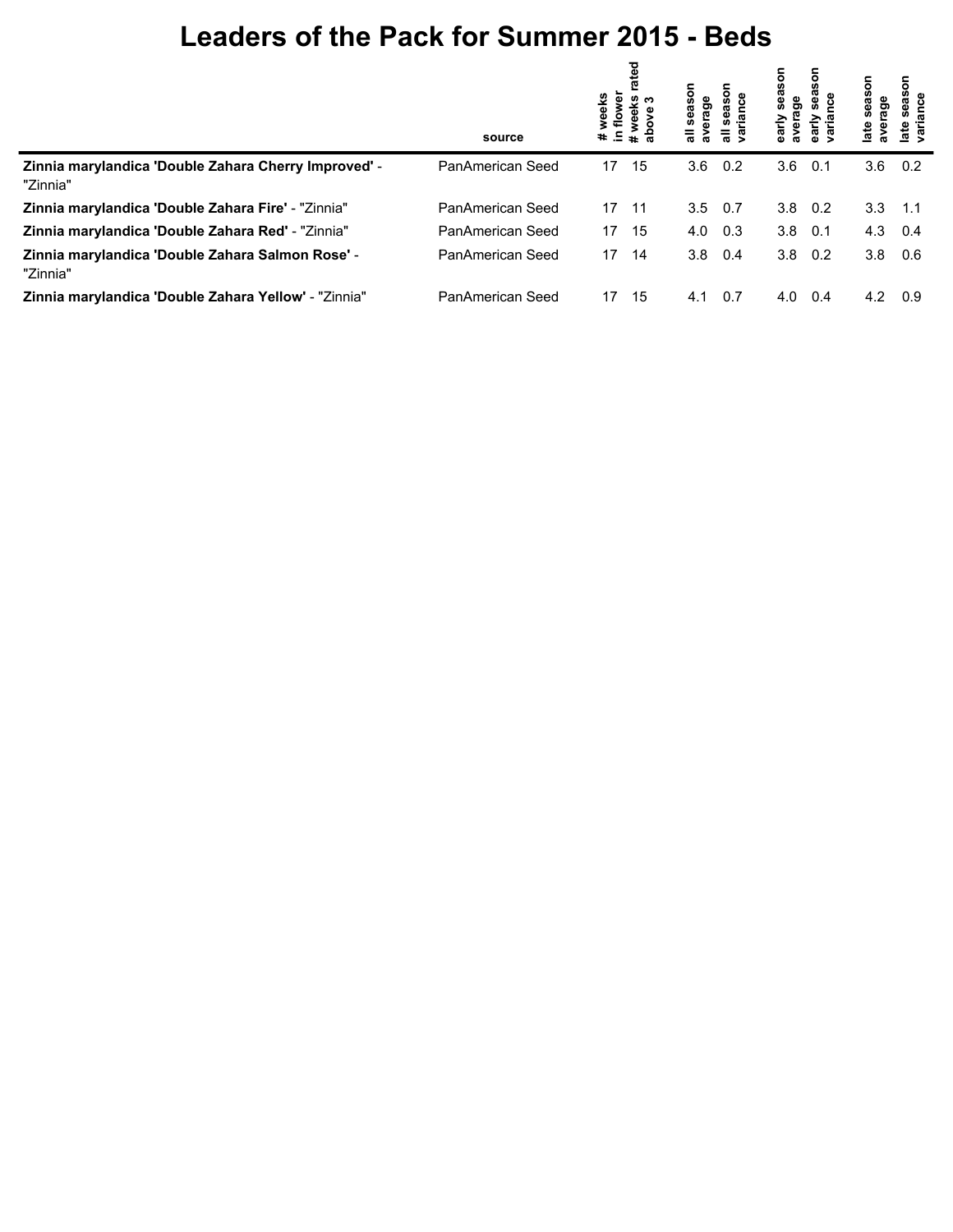# Leaders of the Pack for Summer 2015 - Beds

| | source | # weeks in flower | # weeks rated above 3 | all season average | all season variance | early season average | early season variance | late season average | late season variance |
|---|---|---|---|---|---|---|---|---|---|
| **Zinnia marylandica 'Double Zahara Cherry Improved'** - "Zinnia" | PanAmerican Seed | 17 | 15 | 3.6 | 0.2 | 3.6 | 0.1 | 3.6 | 0.2 |
| **Zinnia marylandica 'Double Zahara Fire'** - "Zinnia" | PanAmerican Seed | 17 | 11 | 3.5 | 0.7 | 3.8 | 0.2 | 3.3 | 1.1 |
| **Zinnia marylandica 'Double Zahara Red'** - "Zinnia" | PanAmerican Seed | 17 | 15 | 4.0 | 0.3 | 3.8 | 0.1 | 4.3 | 0.4 |
| **Zinnia marylandica 'Double Zahara Salmon Rose'** - "Zinnia" | PanAmerican Seed | 17 | 14 | 3.8 | 0.4 | 3.8 | 0.2 | 3.8 | 0.6 |
| **Zinnia marylandica 'Double Zahara Yellow'** - "Zinnia" | PanAmerican Seed | 17 | 15 | 4.1 | 0.7 | 4.0 | 0.4 | 4.2 | 0.9 |